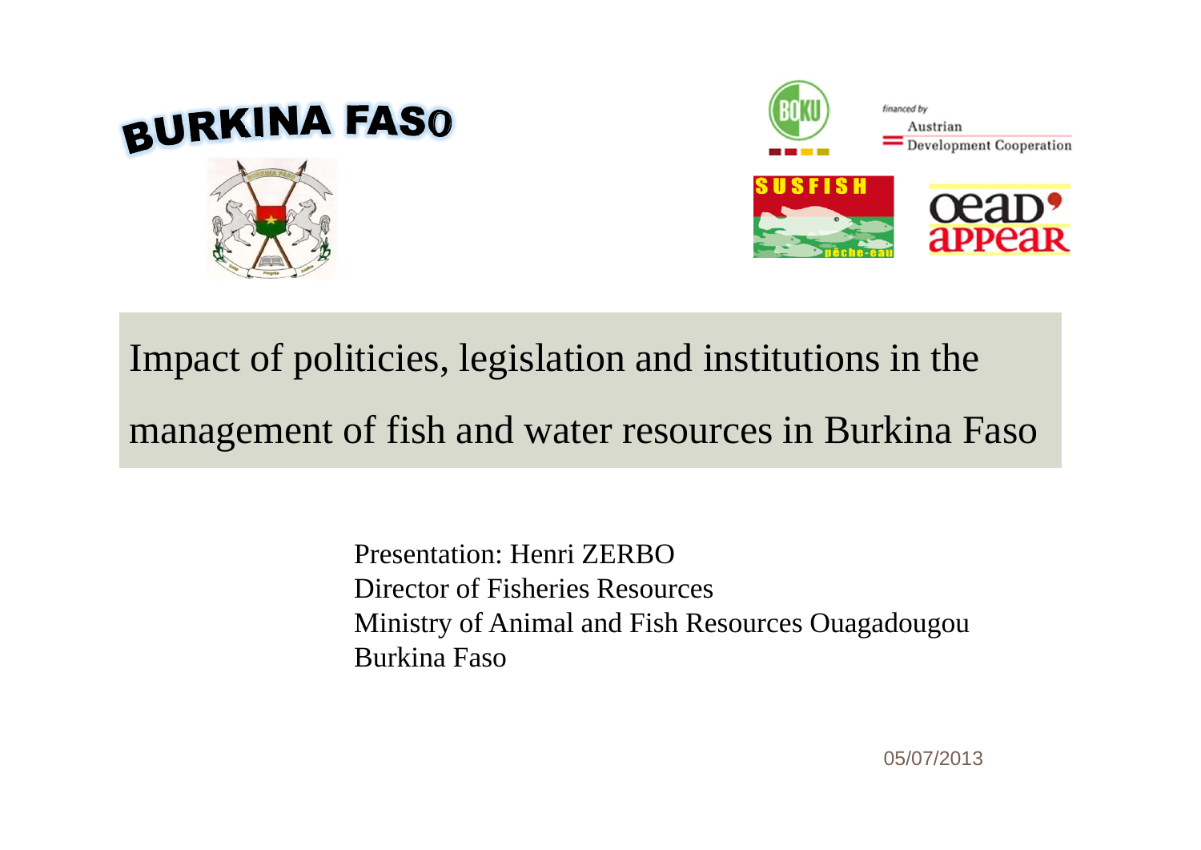BURKINA FASO

financed by Austrian Development Cooperation

SUSFISH pêche-eau

oead appear

# Impact of politicies, legislation and institutions in the management of fish and water resources in Burkina Faso

Presentation: Henri ZERBO
Director of Fisheries Resources
Ministry of Animal and Fish Resources Ouagadougou
Burkina Faso

05/07/2013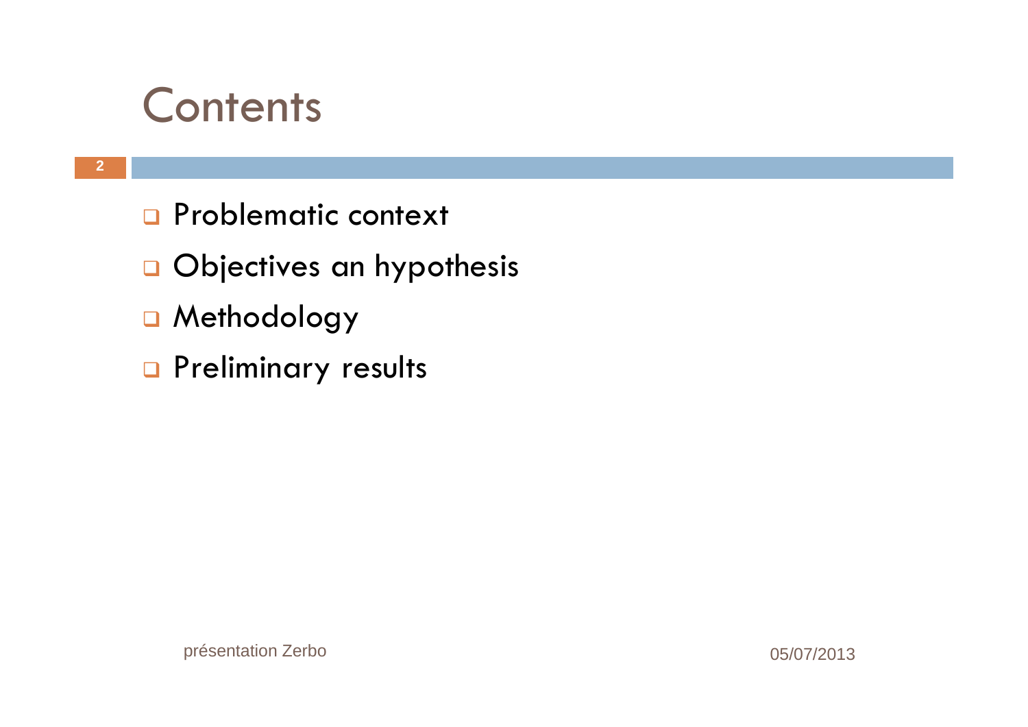# Contents

- Problematic context
- Objectives an hypothesis
- Methodology
- Preliminary results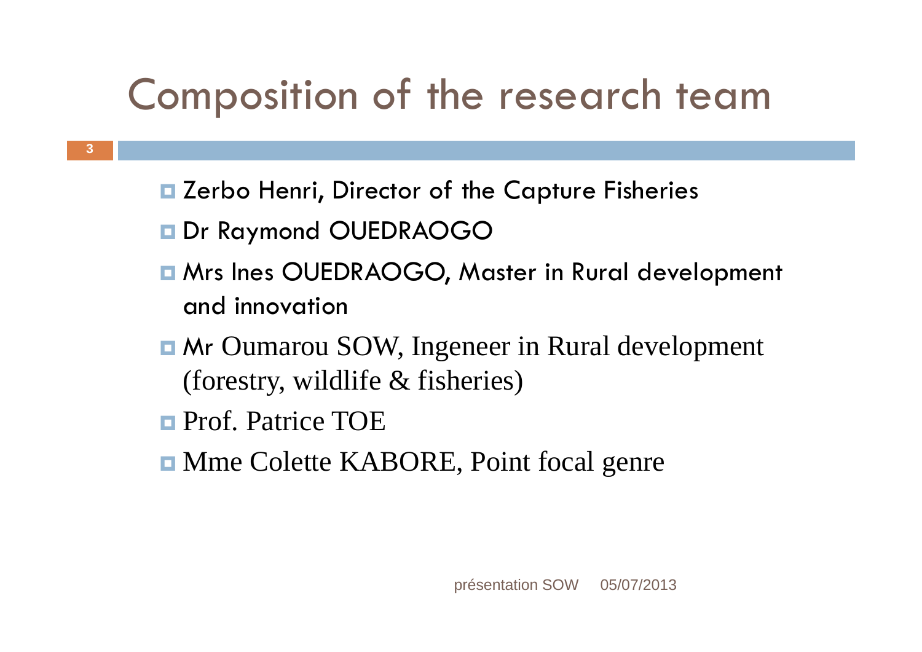# Composition of the research team

- Zerbo Henri, Director of the Capture Fisheries
- Dr Raymond OUEDRAOGO
- Mrs Ines OUEDRAOGO, Master in Rural development and innovation
- Mr Oumarou SOW, Ingeneer in Rural development (forestry, wildlife & fisheries)
- Prof. Patrice TOE
- Mme Colette KABORE, Point focal genre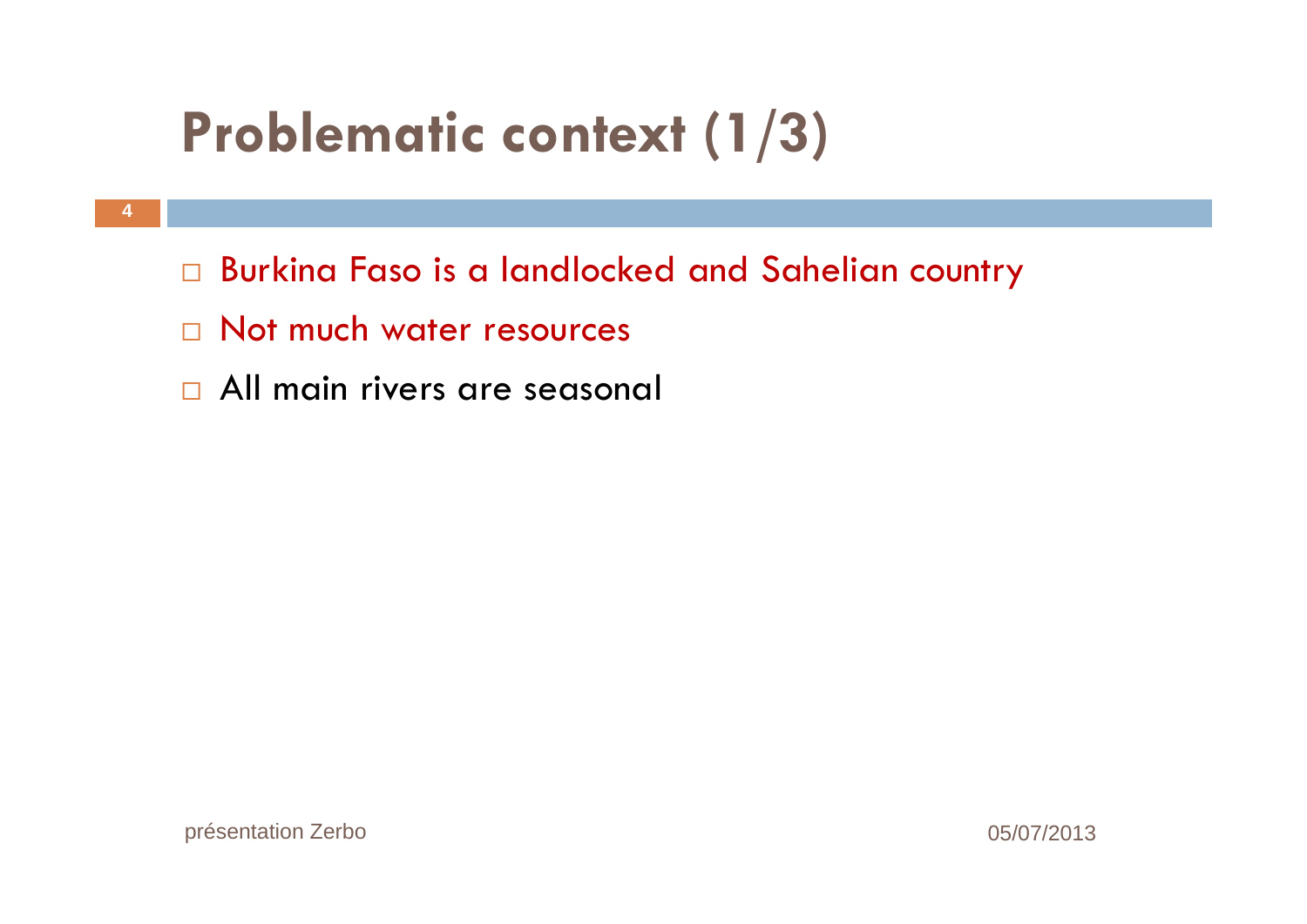# Problematic context (1/3)

- Burkina Faso is a landlocked and Sahelian country
- Not much water resources
- All main rivers are seasonal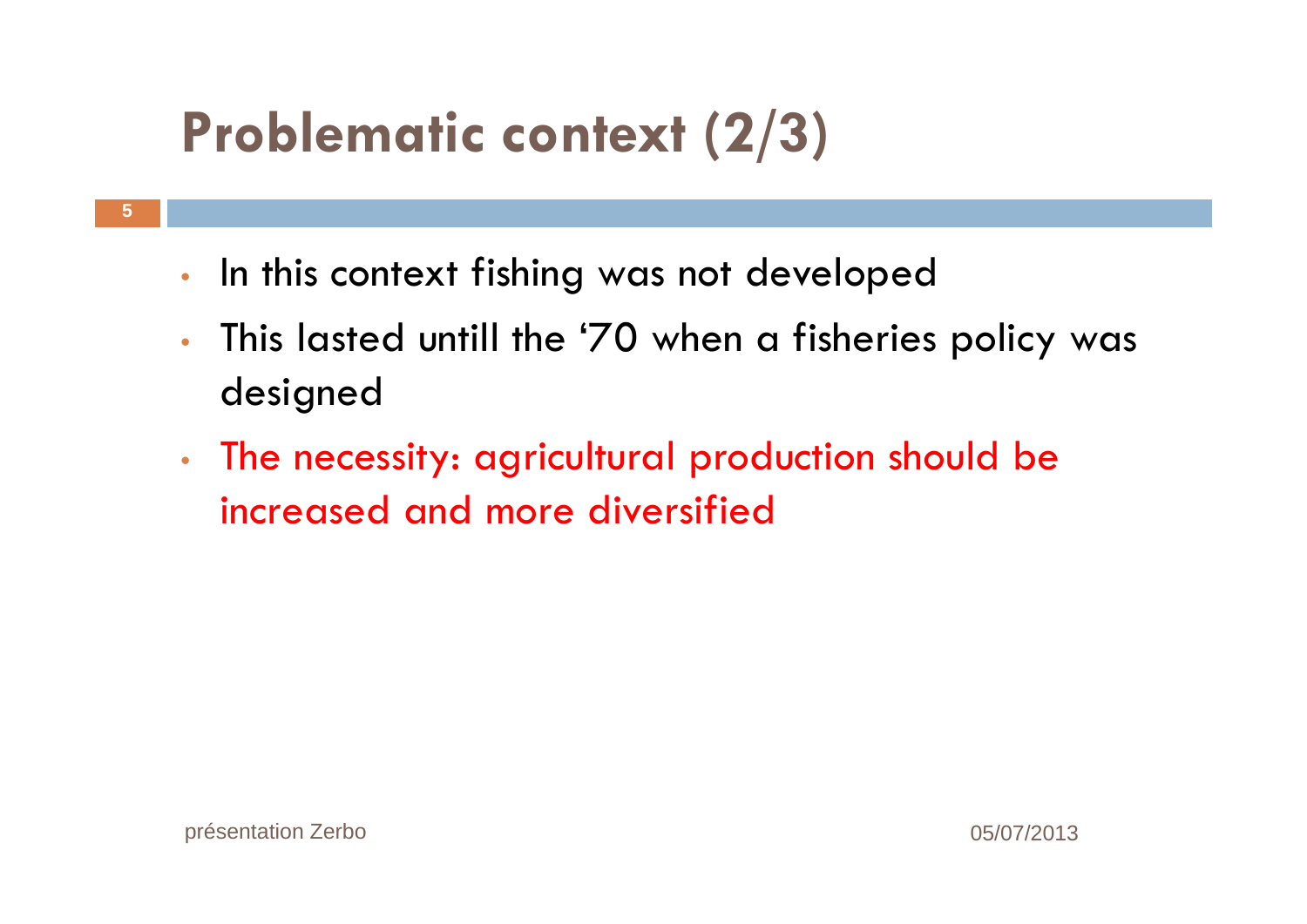# Problematic context (2/3)

- In this context fishing was not developed
- This lasted untill the '70 when a fisheries policy was designed
- The necessity: agricultural production should be increased and more diversified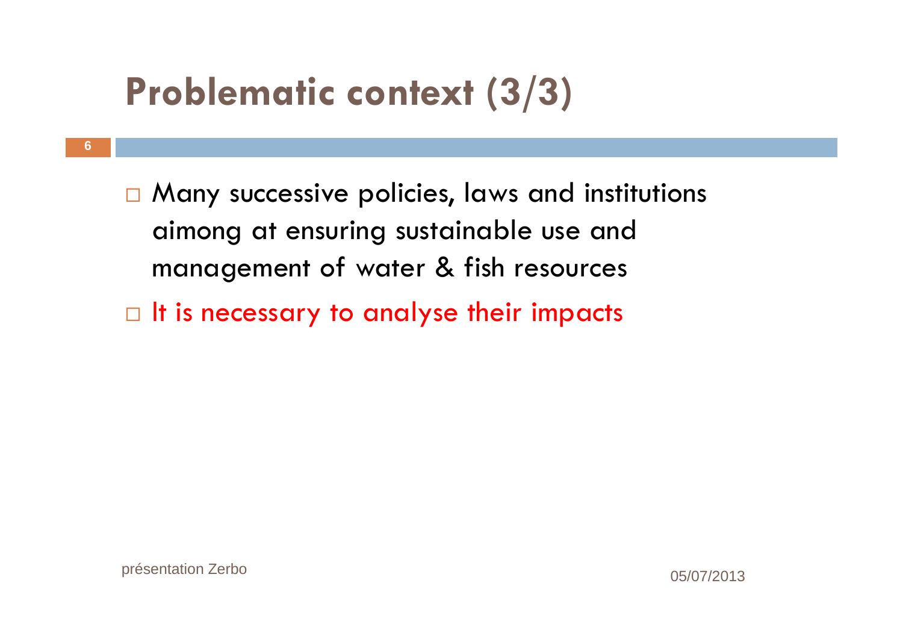# Problematic context (3/3)

- Many successive policies, laws and institutions aimong at ensuring sustainable use and management of water & fish resources
- It is necessary to analyse their impacts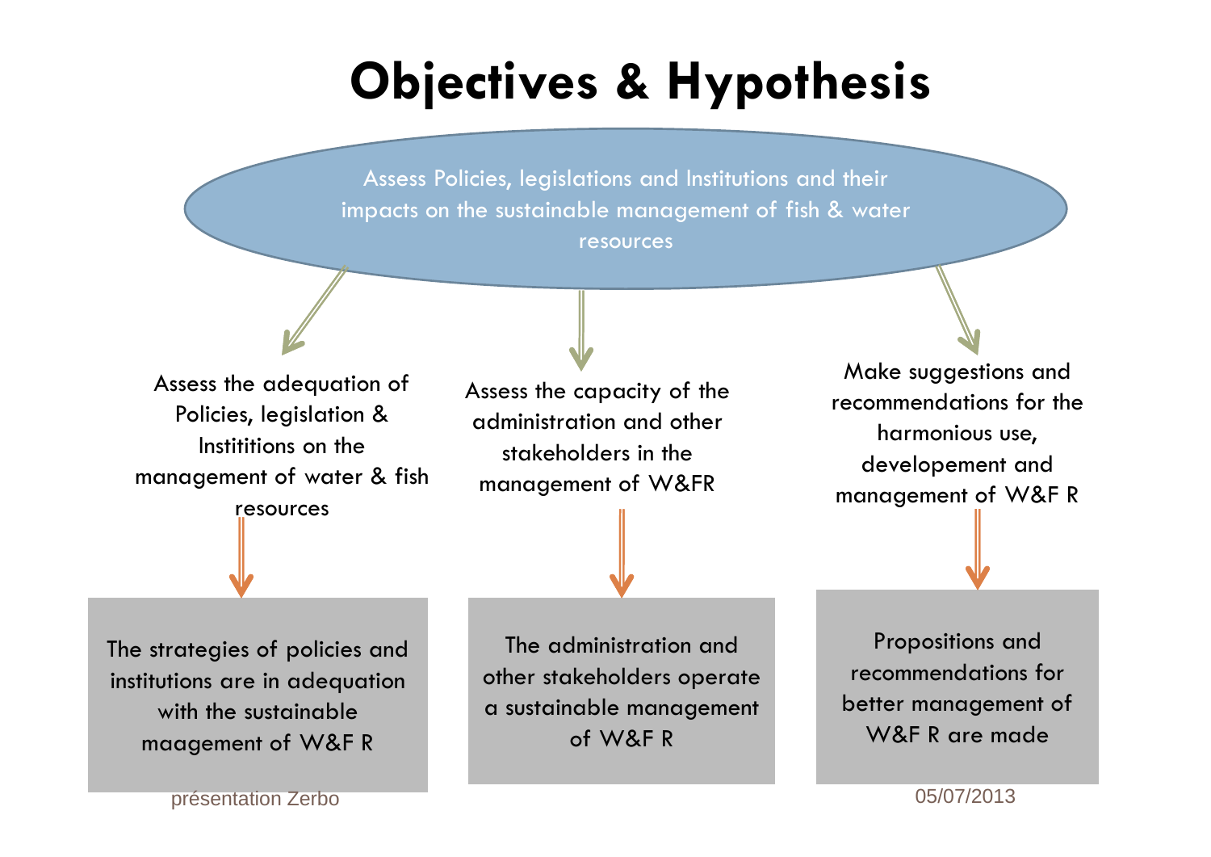# Objectives & Hypothesis

Assess Policies, legislations and Institutions and their impacts on the sustainable management of fish & water resources

- Assess the adequation of Policies, legislation & Institutions on the management of water & fish resources
  - The strategies of policies and institutions are in adequation with the sustainable maagement of W&F R
- Assess the capacity of the administration and other stakeholders in the management of W&FR
  - The administration and other stakeholders operate a sustainable management of W&F R
- Make suggestions and recommendations for the harmonious use, developement and management of W&F R
  - Propositions and recommendations for better management of W&F R are made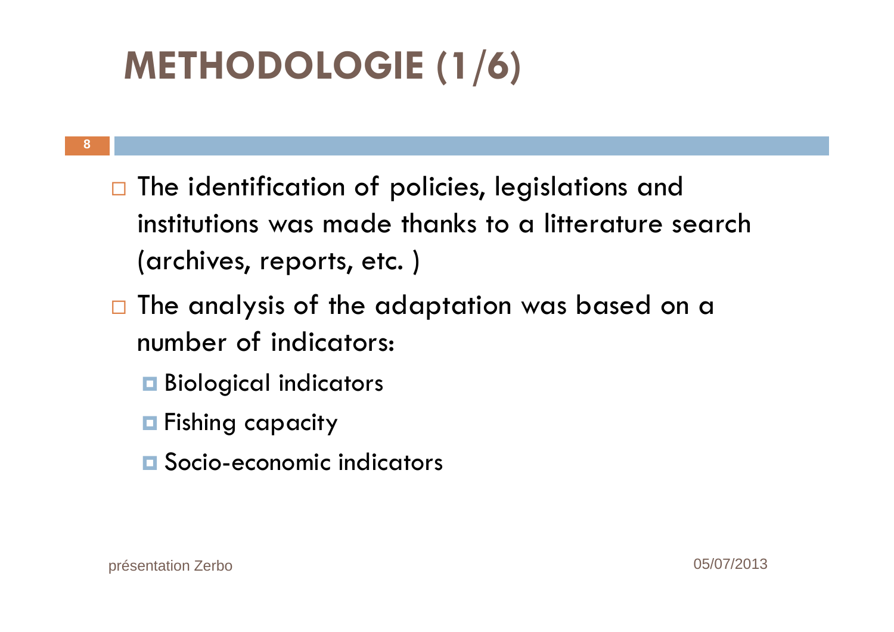# METHODOLOGIE (1/6)

- The identification of policies, legislations and institutions was made thanks to a litterature search (archives, reports, etc. )
- The analysis of the adaptation was based on a number of indicators:
  - Biological indicators
  - Fishing capacity
  - Socio-economic indicators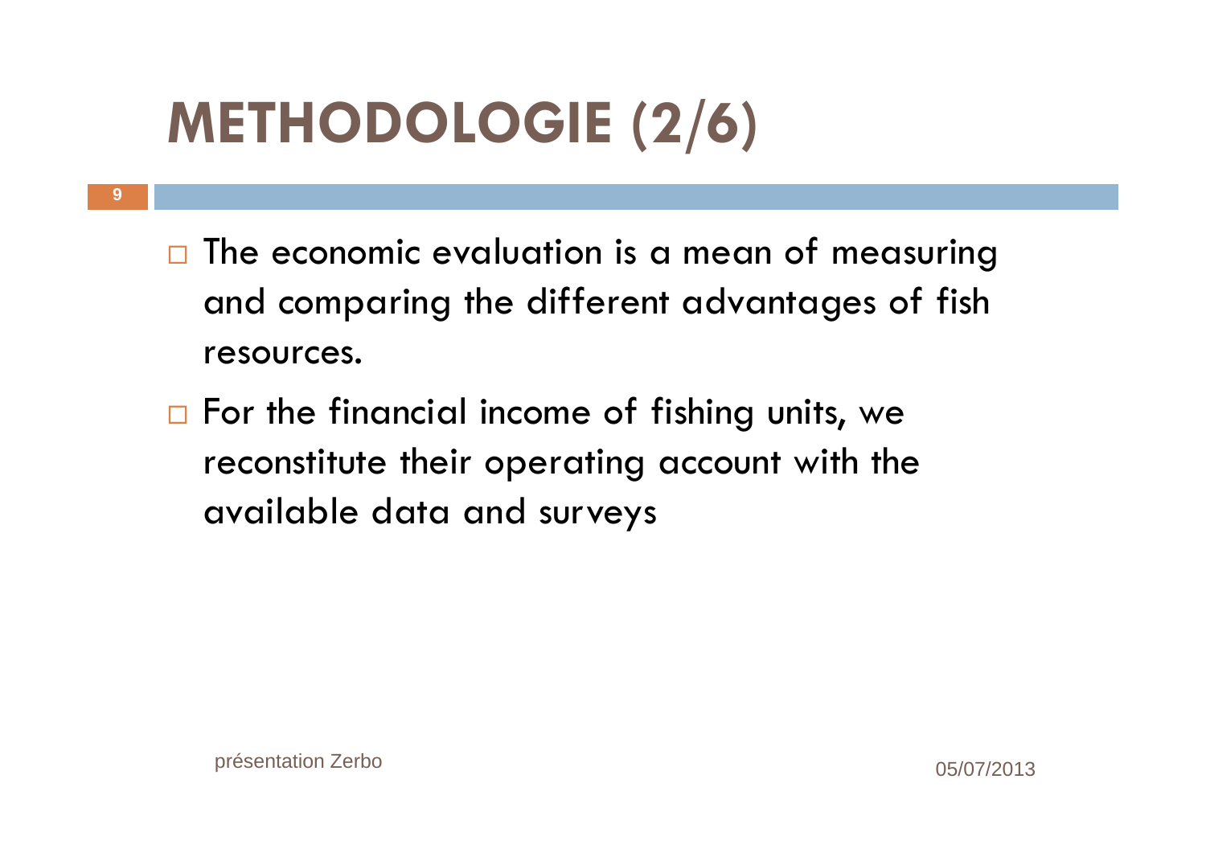# METHODOLOGIE (2/6)

- The economic evaluation is a mean of measuring and comparing the different advantages of fish resources.
- For the financial income of fishing units, we reconstitute their operating account with the available data and surveys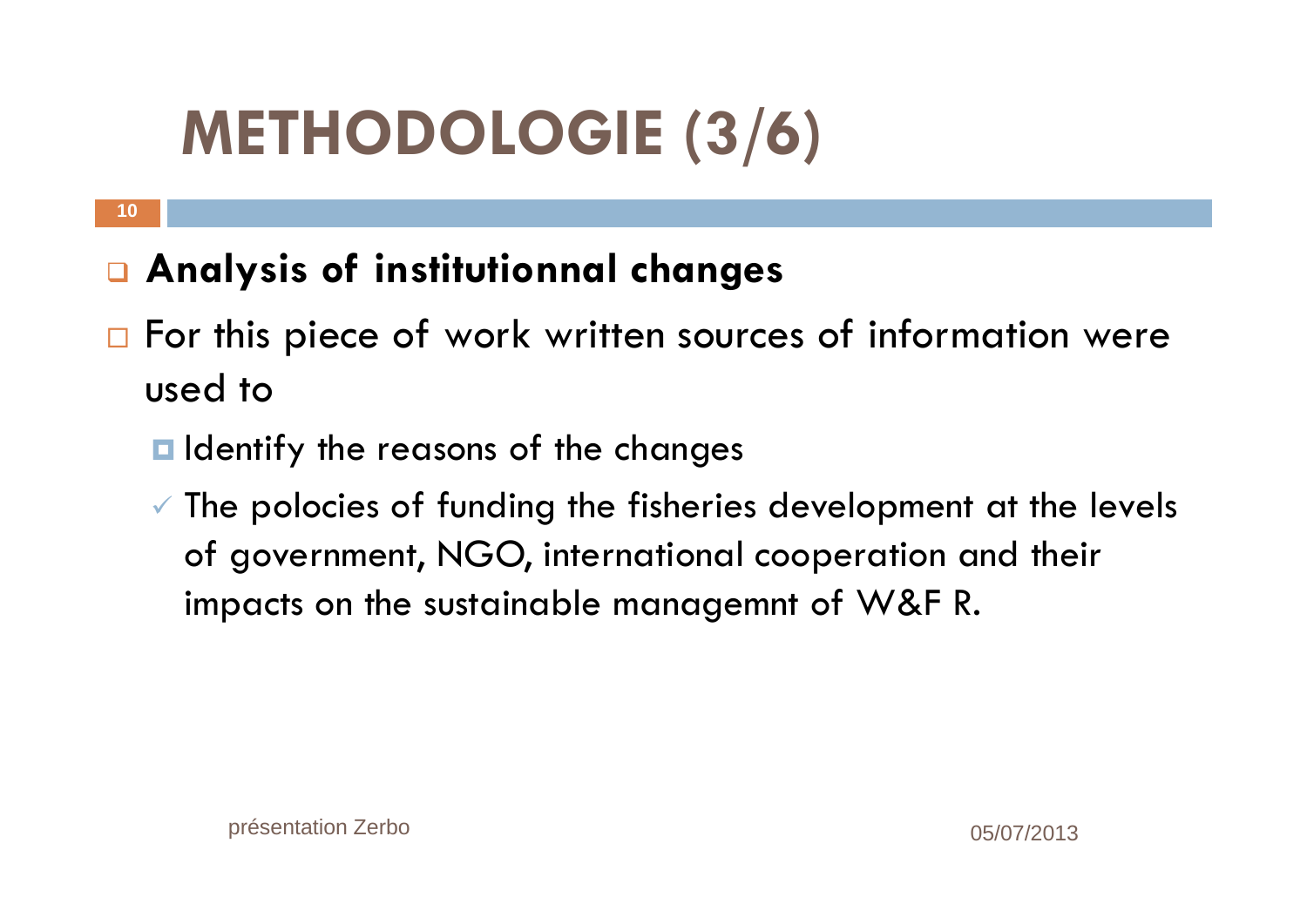# METHODOLOGIE (3/6)

- **Analysis of institutionnal changes**
- For this piece of work written sources of information were used to
  - Identify the reasons of the changes
  - ✓ The polocies of funding the fisheries development at the levels of government, NGO, international cooperation and their impacts on the sustainable managemnt of W&F R.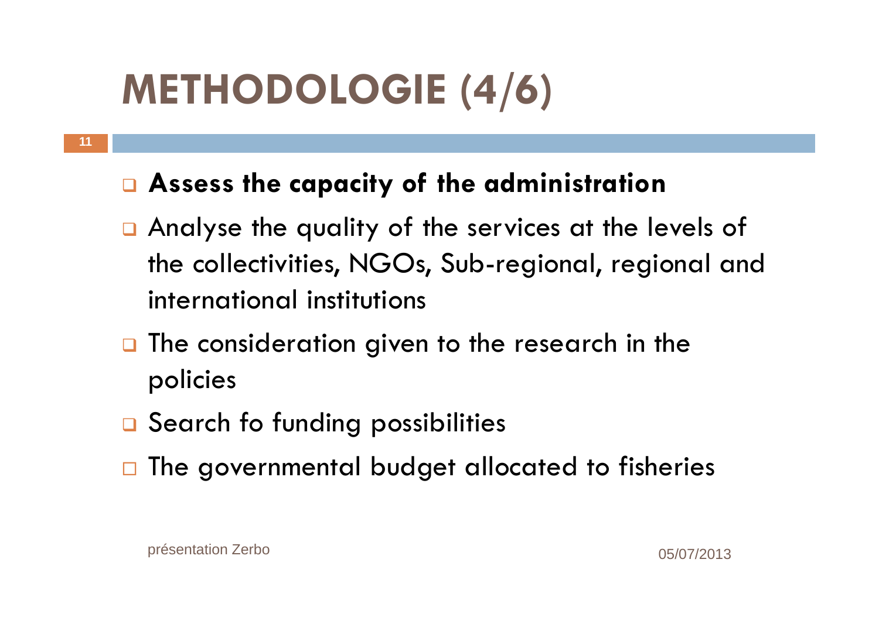# METHODOLOGIE (4/6)

- **Assess the capacity of the administration**
- Analyse the quality of the services at the levels of the collectivities, NGOs, Sub-regional, regional and international institutions
- The consideration given to the research in the policies
- Search fo funding possibilities
- The governmental budget allocated to fisheries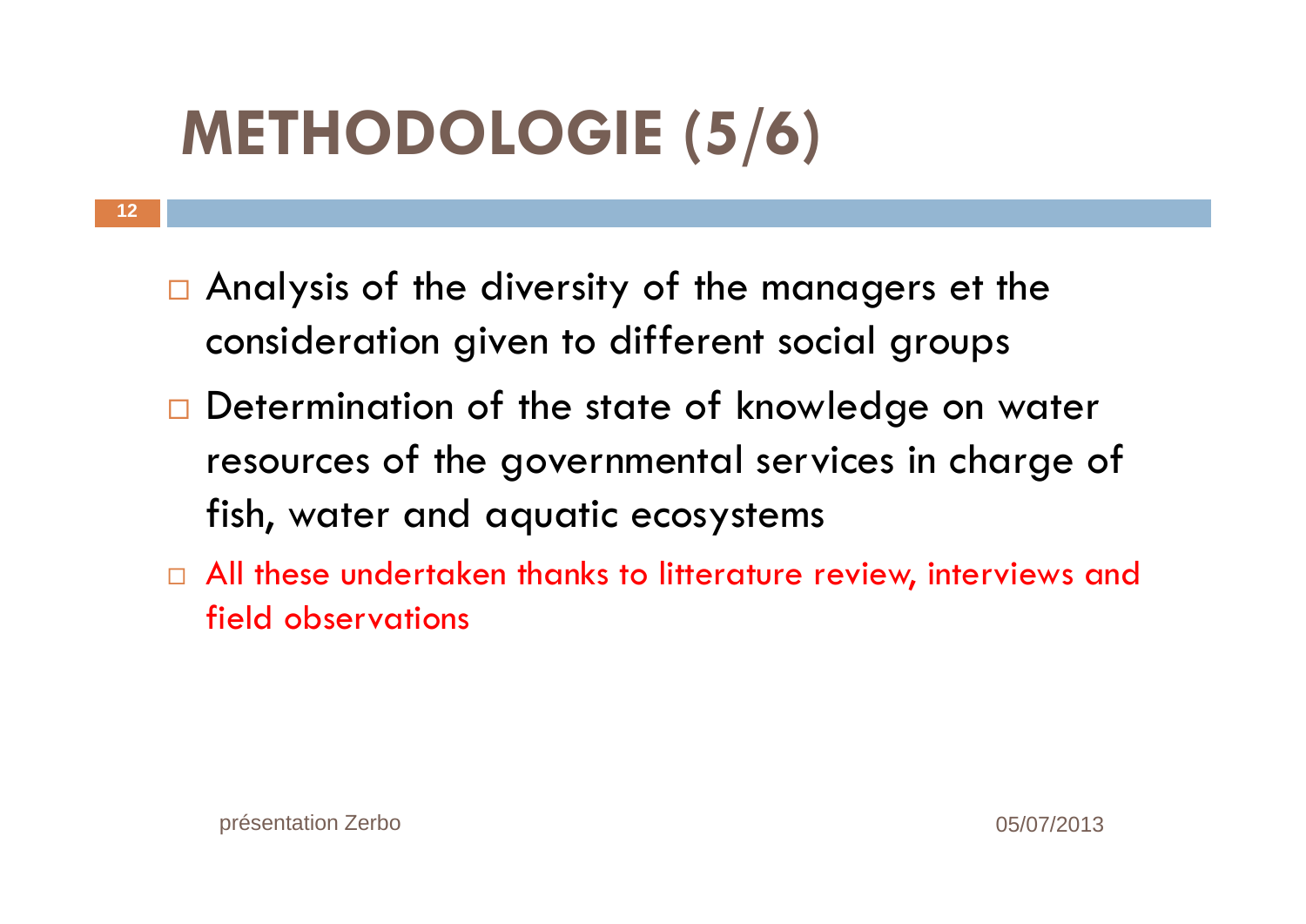# METHODOLOGIE (5/6)

- Analysis of the diversity of the managers et the consideration given to different social groups
- Determination of the state of knowledge on water resources of the governmental services in charge of fish, water and aquatic ecosystems
- All these undertaken thanks to litterature review, interviews and field observations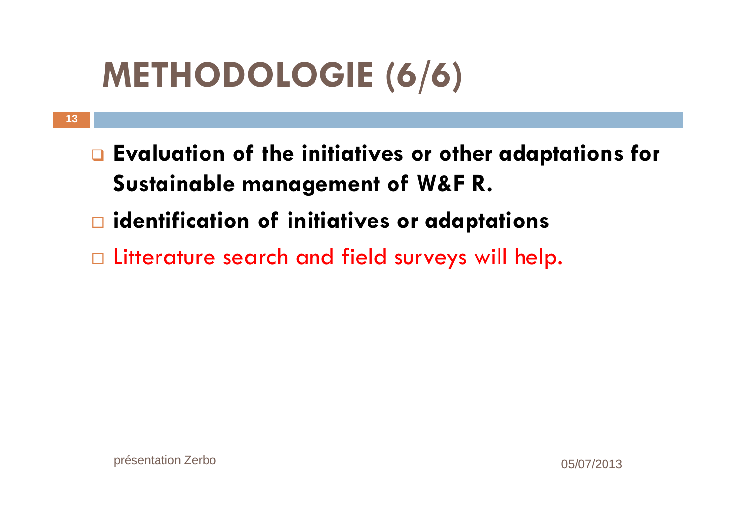# METHODOLOGIE (6/6)

- **Evaluation of the initiatives or other adaptations for Sustainable management of W&F R.**
- **identification of initiatives or adaptations**
- Litterature search and field surveys will help.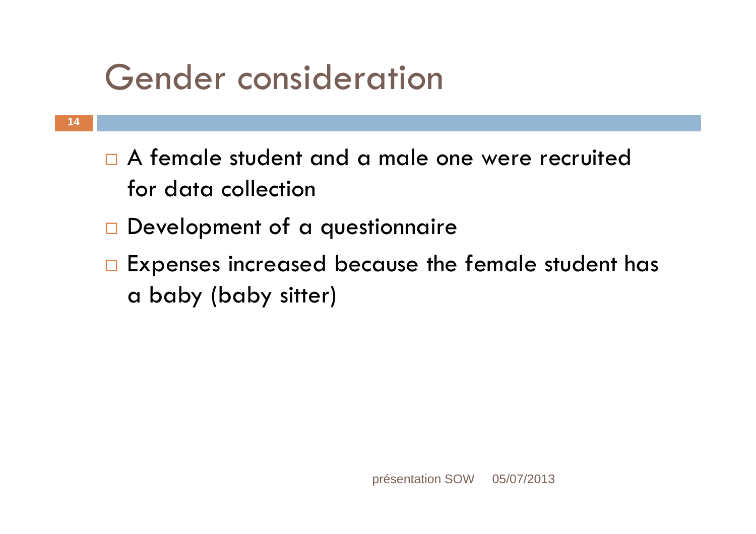# Gender consideration

- A female student and a male one were recruited for data collection
- Development of a questionnaire
- Expenses increased because the female student has a baby (baby sitter)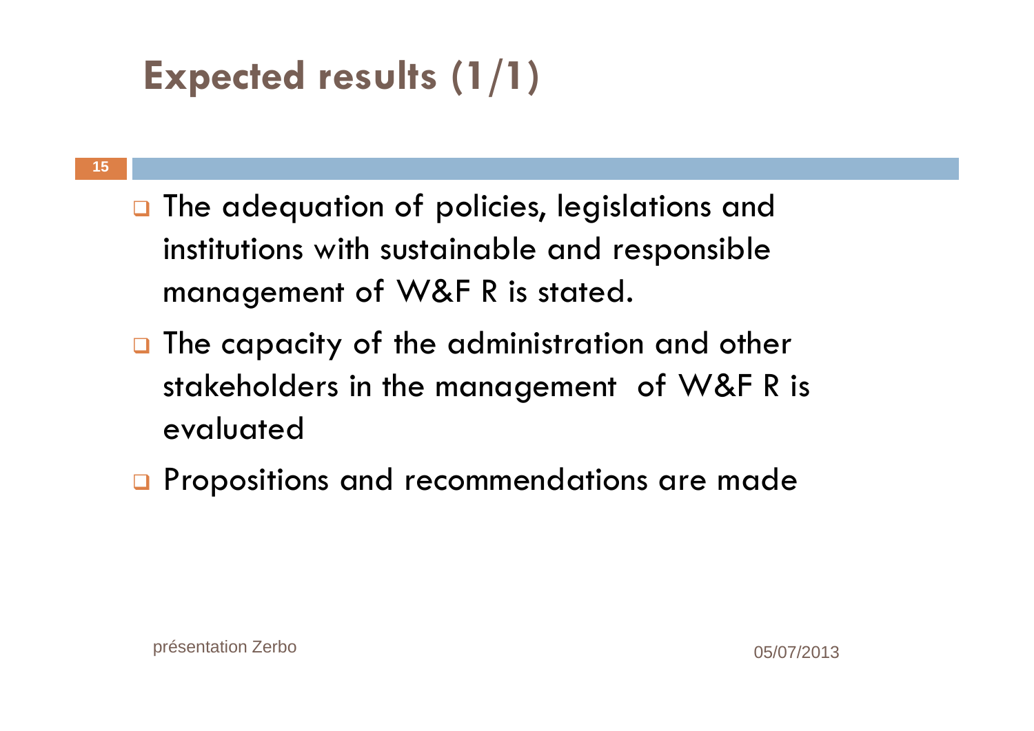# Expected results (1/1)

- The adequation of policies, legislations and institutions with sustainable and responsible management of W&F R is stated.
- The capacity of the administration and other stakeholders in the management of W&F R is evaluated
- Propositions and recommendations are made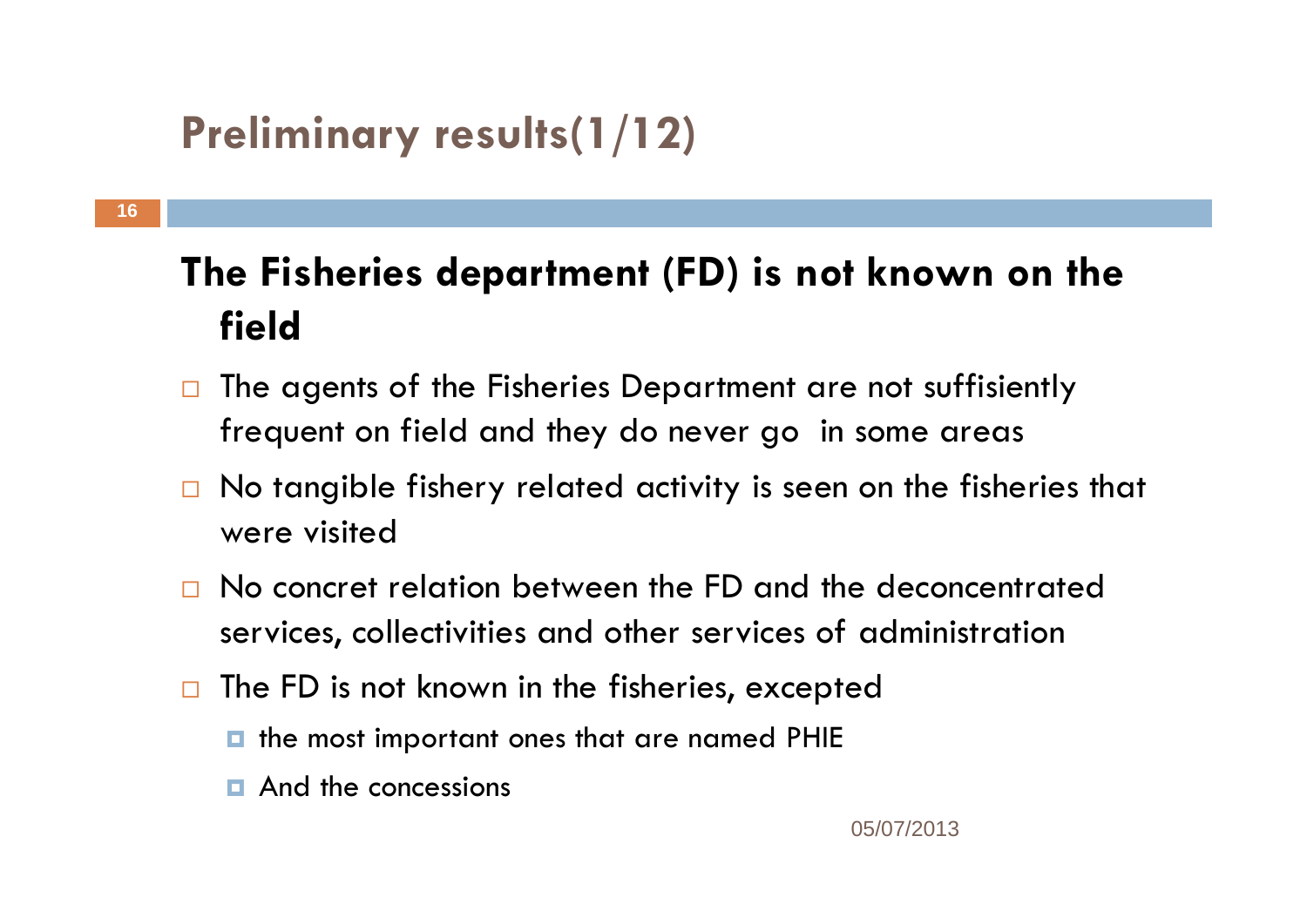# Preliminary results(1/12)

## The Fisheries department (FD) is not known on the field

- The agents of the Fisheries Department are not suffisiently frequent on field and they do never go in some areas
- No tangible fishery related activity is seen on the fisheries that were visited
- No concret relation between the FD and the deconcentrated services, collectivities and other services of administration
- The FD is not known in the fisheries, excepted
  - the most important ones that are named PHIE
  - And the concessions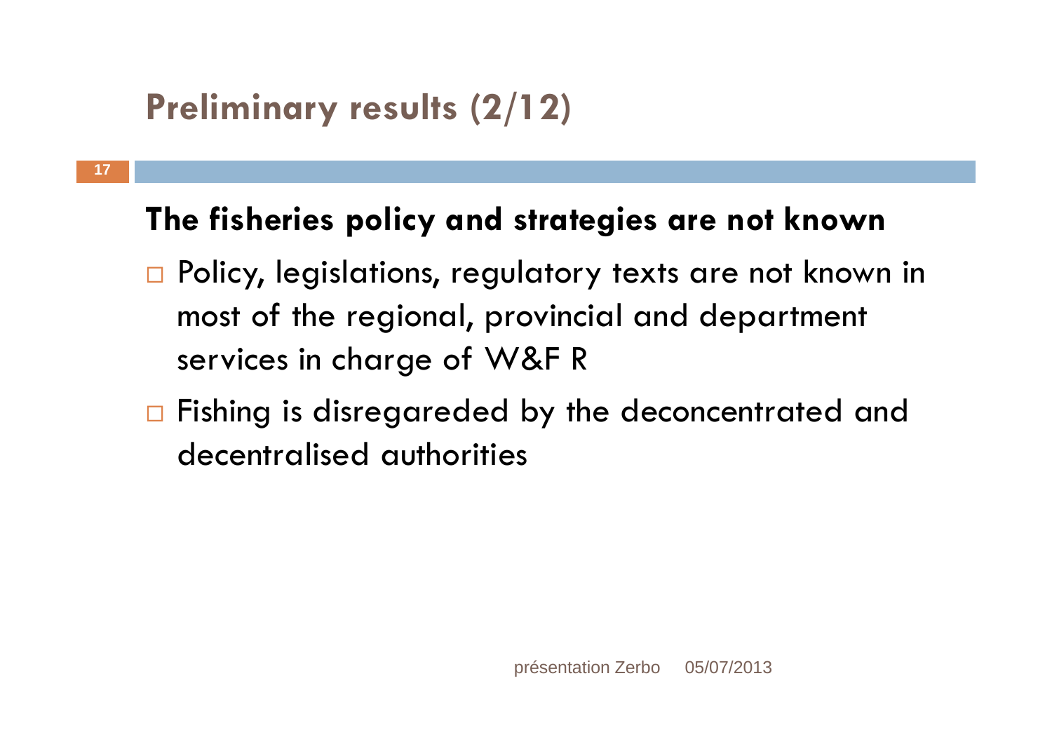# Preliminary results (2/12)

**The fisheries policy and strategies are not known**

- Policy, legislations, regulatory texts are not known in most of the regional, provincial and department services in charge of W&F R
- Fishing is disregareded by the deconcentrated and decentralised authorities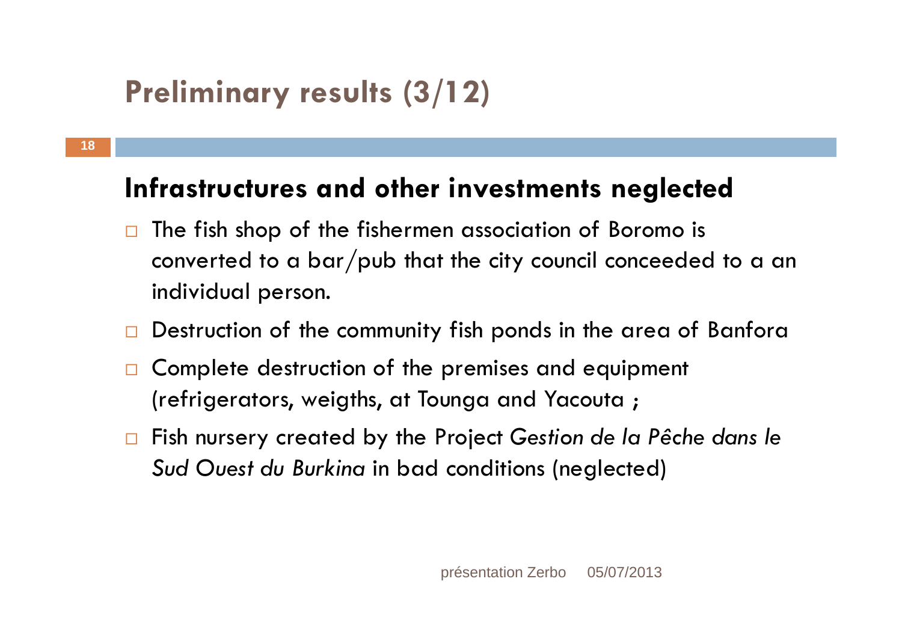# Preliminary results (3/12)

## Infrastructures and other investments neglected

- The fish shop of the fishermen association of Boromo is converted to a bar/pub that the city council conceeded to a an individual person.
- Destruction of the community fish ponds in the area of Banfora
- Complete destruction of the premises and equipment (refrigerators, weigths, at Tounga and Yacouta ;
- Fish nursery created by the Project *Gestion de la Pêche dans le Sud Ouest du Burkina* in bad conditions (neglected)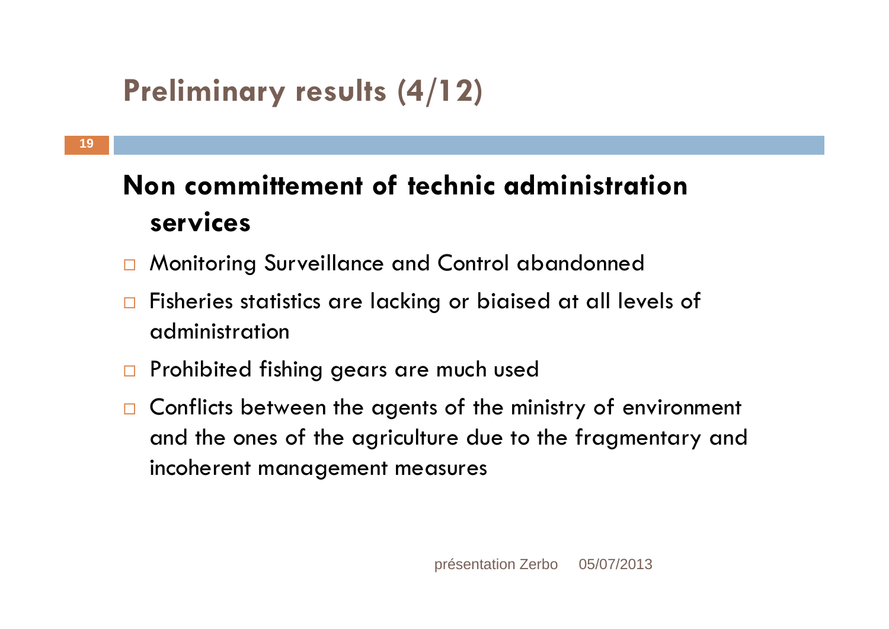# Preliminary results (4/12)

## Non committement of technic administration services

- Monitoring Surveillance and Control abandonned
- Fisheries statistics are lacking or biaised at all levels of administration
- Prohibited fishing gears are much used
- Conflicts between the agents of the ministry of environment and the ones of the agriculture due to the fragmentary and incoherent management measures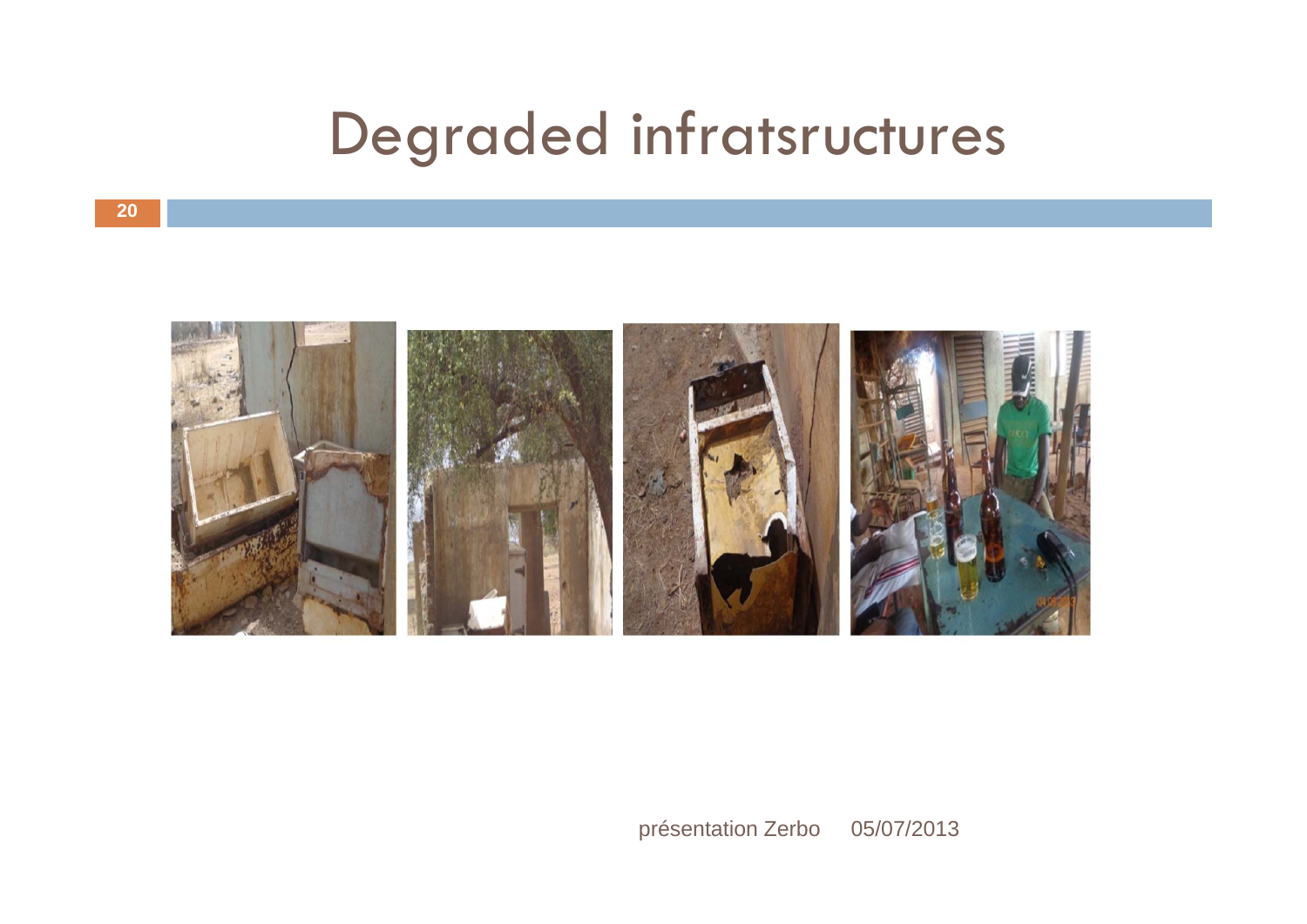# Degraded infratsructures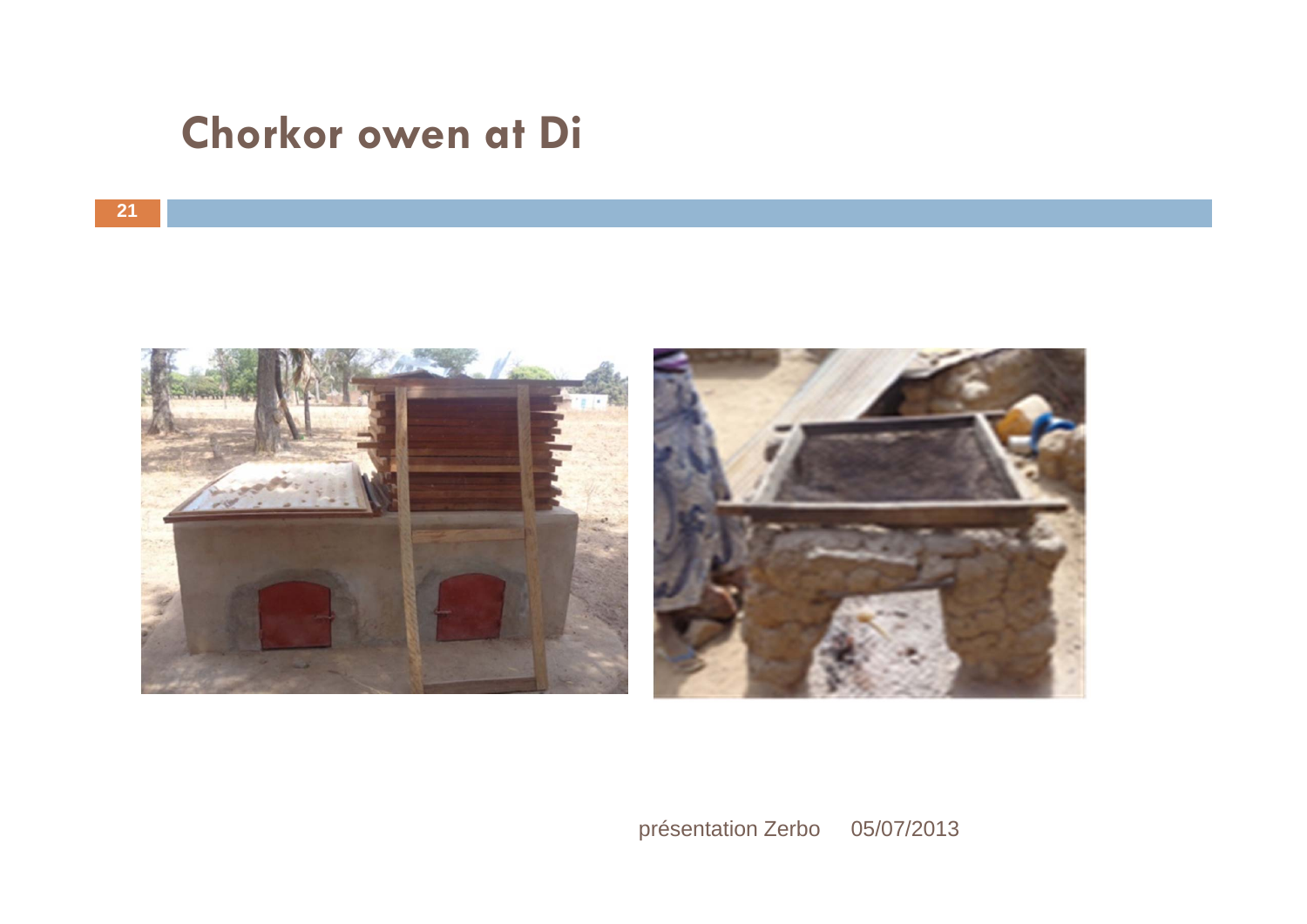# Chorkor owen at Di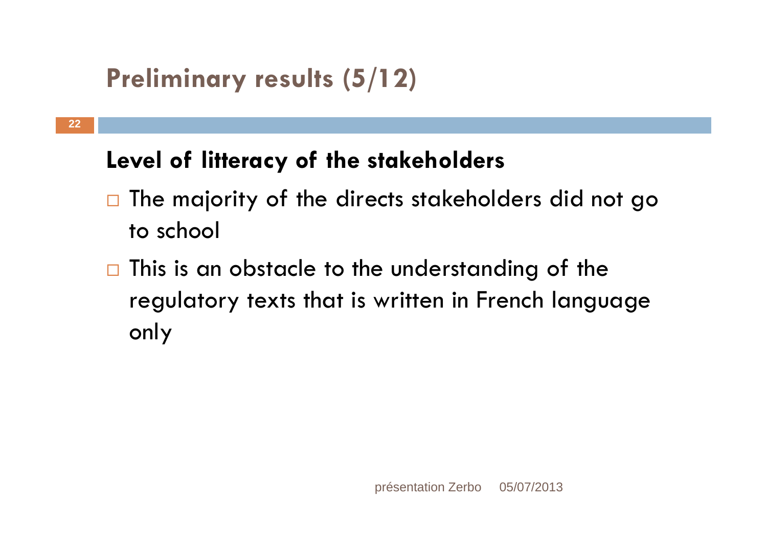# Preliminary results (5/12)

## Level of litteracy of the stakeholders

- The majority of the directs stakeholders did not go to school
- This is an obstacle to the understanding of the regulatory texts that is written in French language only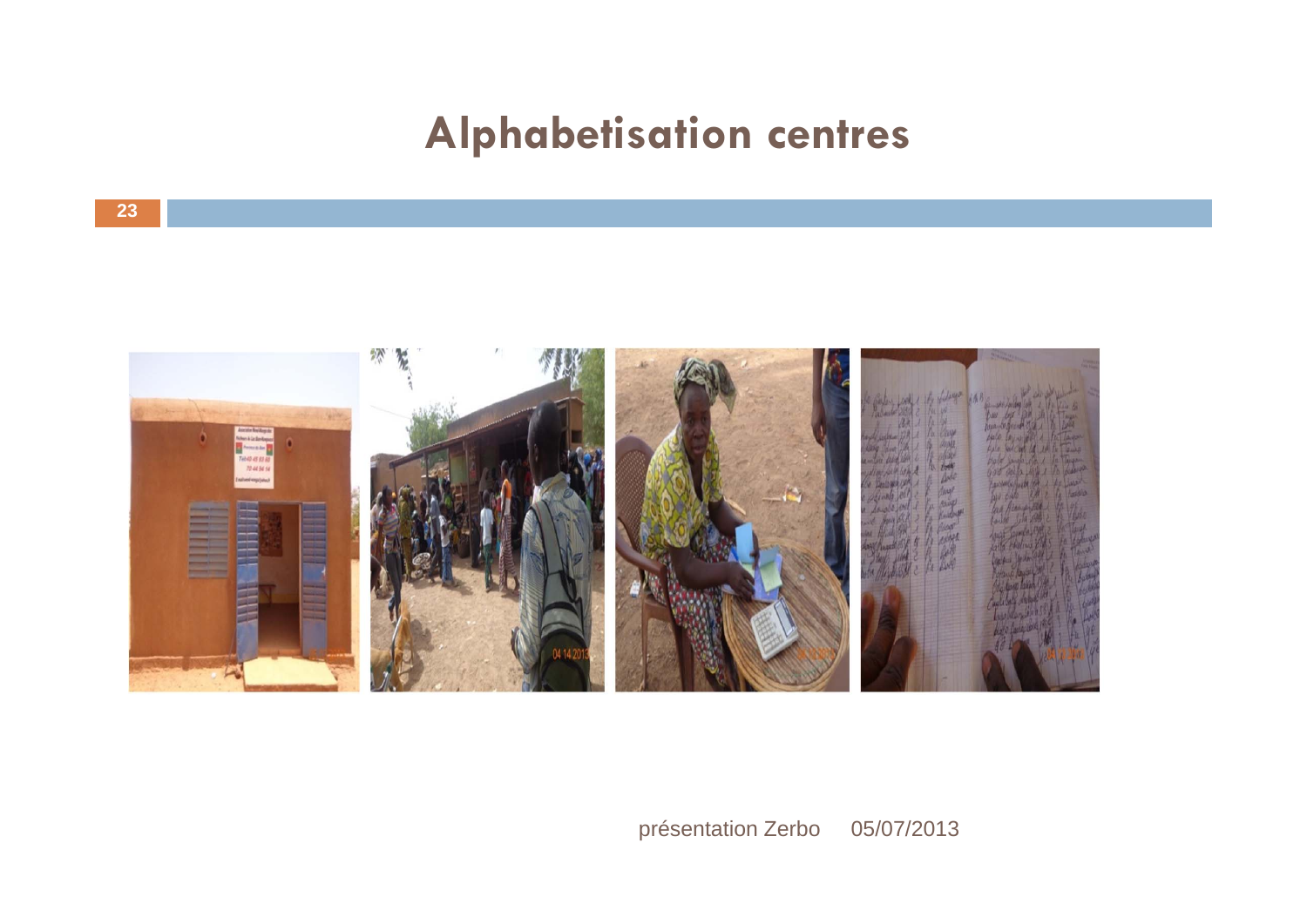# Alphabetisation centres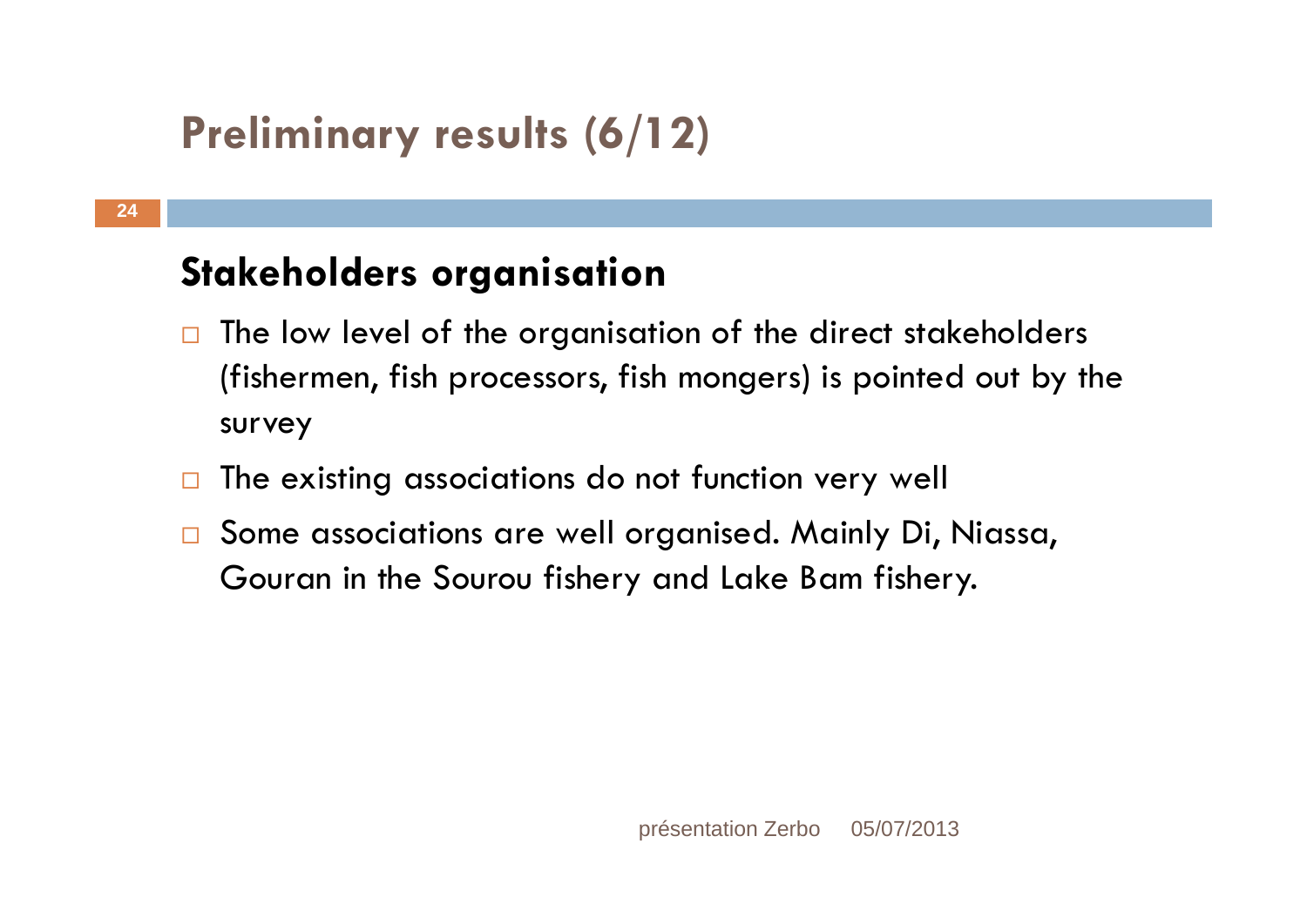# Preliminary results (6/12)

## Stakeholders organisation

- The low level of the organisation of the direct stakeholders (fishermen, fish processors, fish mongers) is pointed out by the survey
- The existing associations do not function very well
- Some associations are well organised. Mainly Di, Niassa, Gouran in the Sourou fishery and Lake Bam fishery.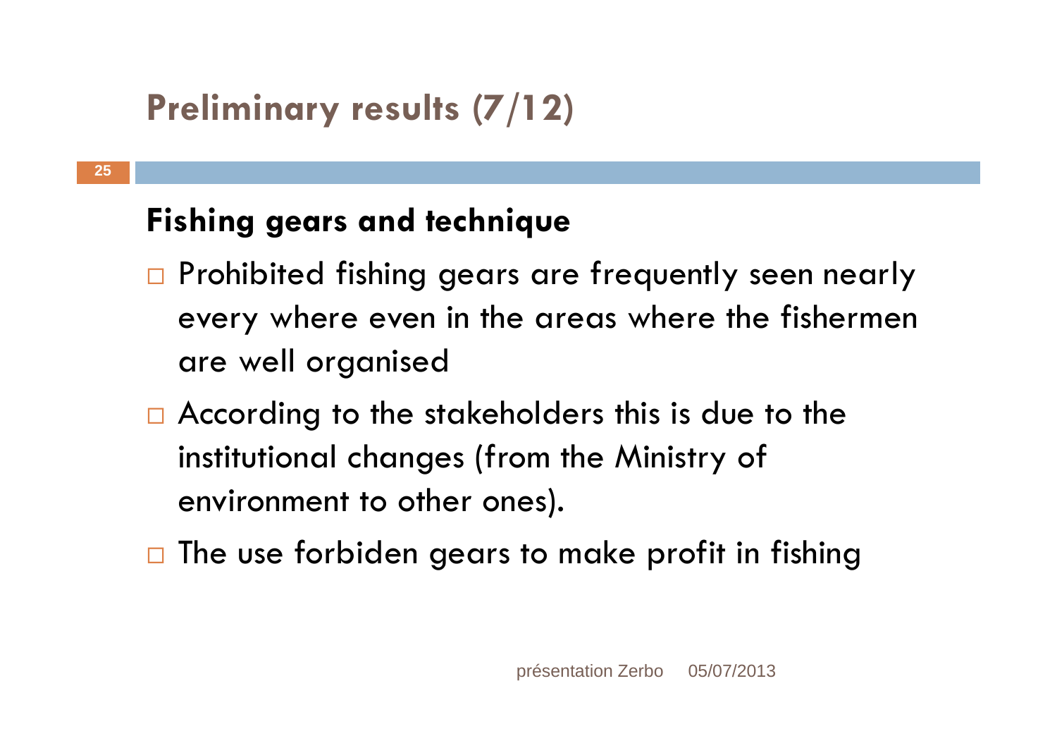# Preliminary results (7/12)

## Fishing gears and technique

- Prohibited fishing gears are frequently seen nearly every where even in the areas where the fishermen are well organised
- According to the stakeholders this is due to the institutional changes (from the Ministry of environment to other ones).
- The use forbiden gears to make profit in fishing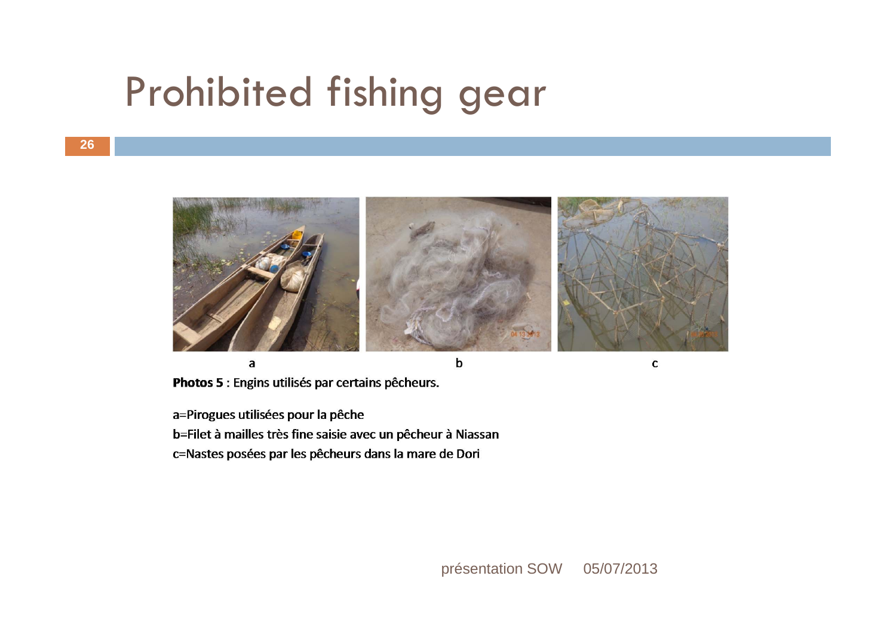# Prohibited fishing gear

a b c

**Photos 5** : Engins utilisés par certains pêcheurs.

a=Pirogues utilisées pour la pêche
b=Filet à mailles très fine saisie avec un pêcheur à Niassan
c=Nastes posées par les pêcheurs dans la mare de Dori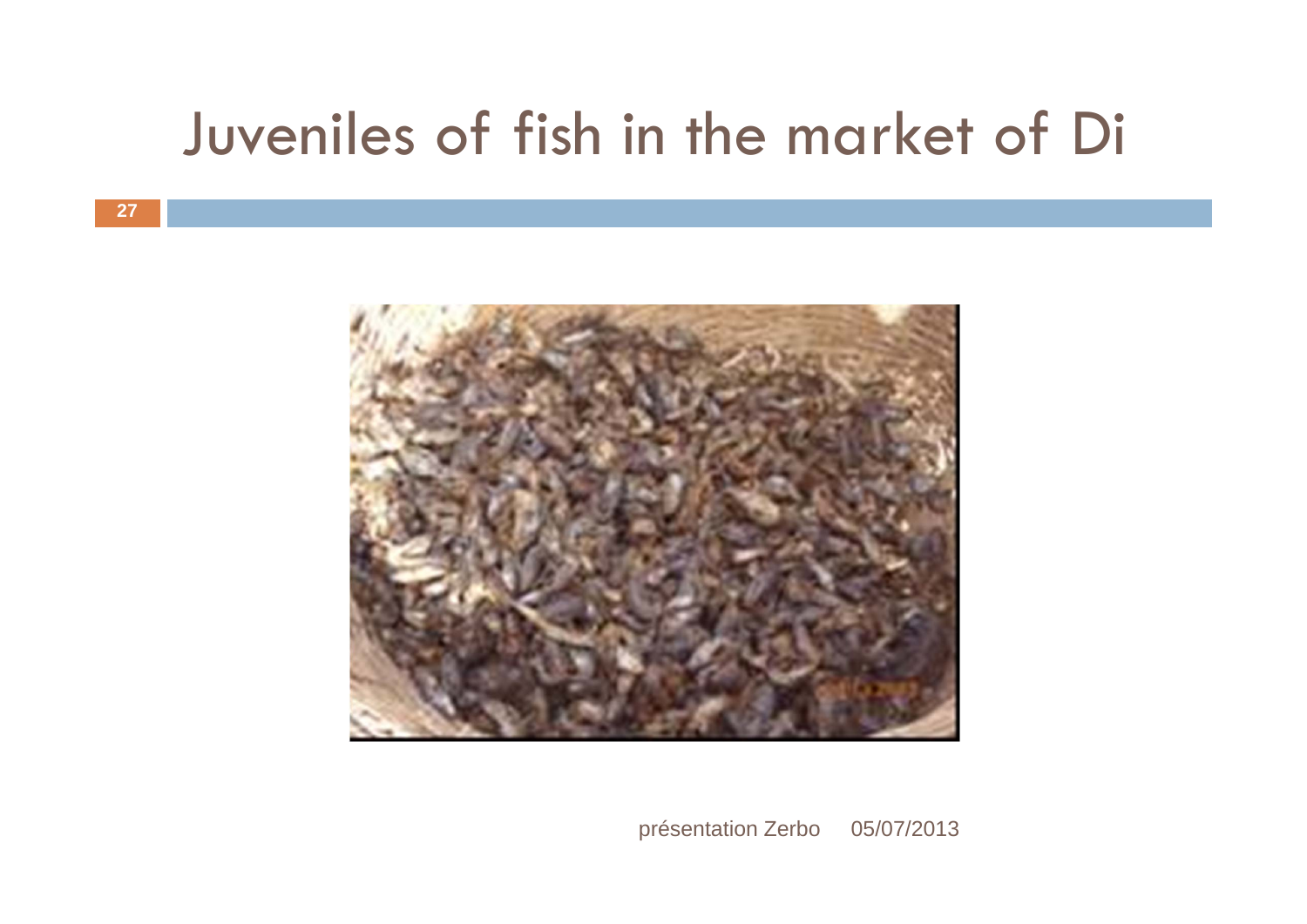# Juveniles of fish in the market of Di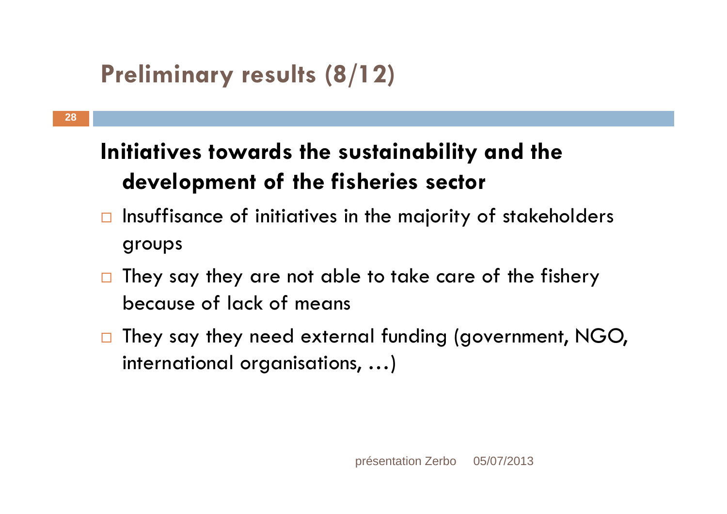# Preliminary results (8/12)

## Initiatives towards the sustainability and the development of the fisheries sector

- Insuffisance of initiatives in the majority of stakeholders groups
- They say they are not able to take care of the fishery because of lack of means
- They say they need external funding (government, NGO, international organisations, …)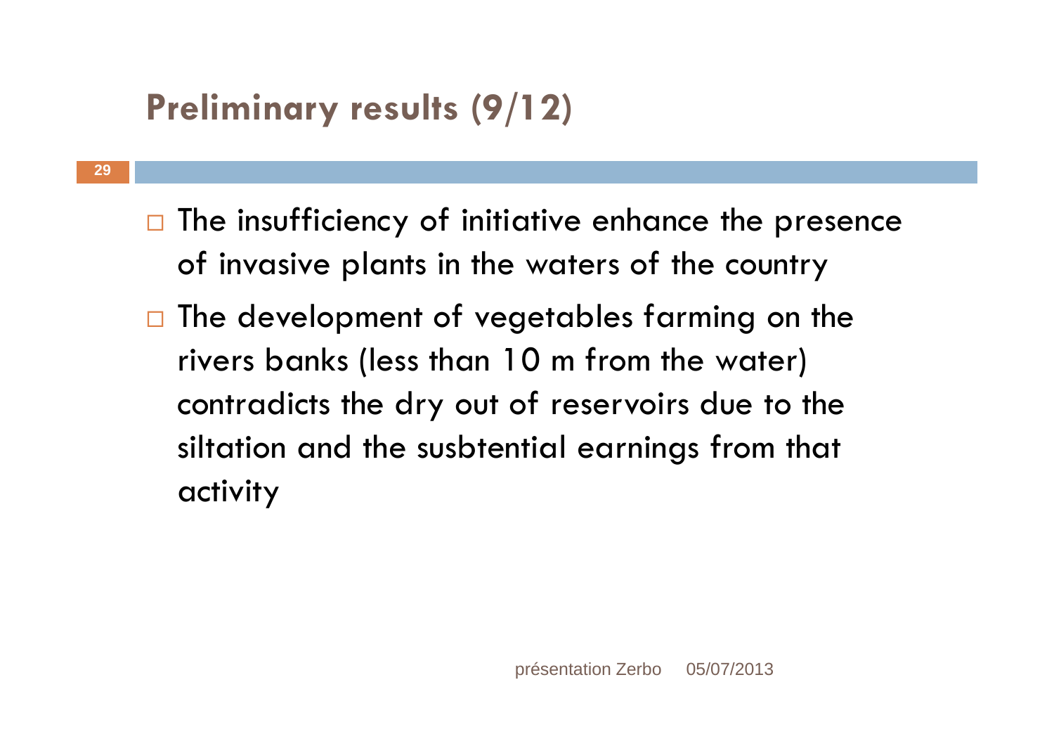## Preliminary results (9/12)

- The insufficiency of initiative enhance the presence of invasive plants in the waters of the country
- The development of vegetables farming on the rivers banks (less than 10 m from the water) contradicts the dry out of reservoirs due to the siltation and the susbtential earnings from that activity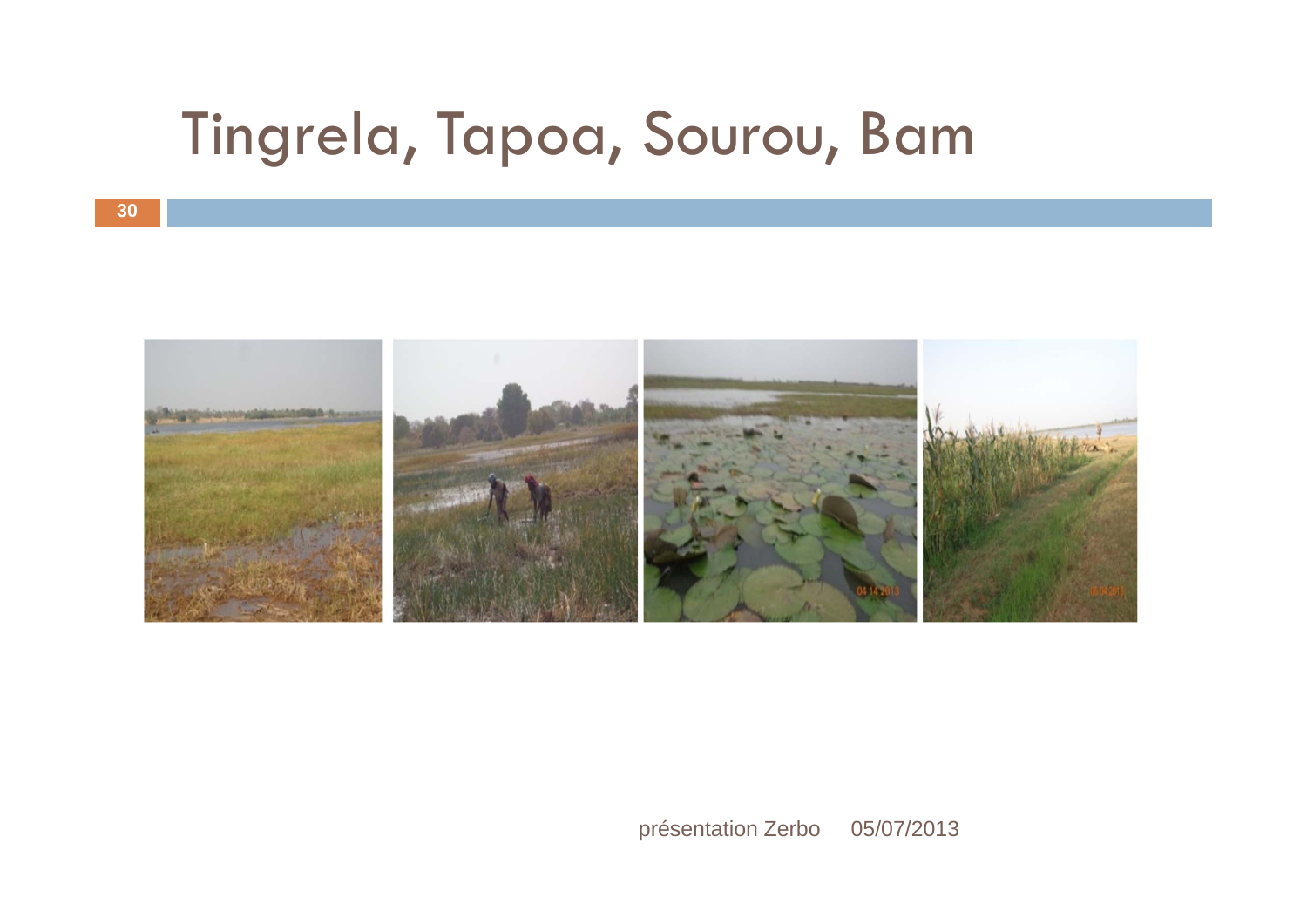# Tingrela, Tapoa, Sourou, Bam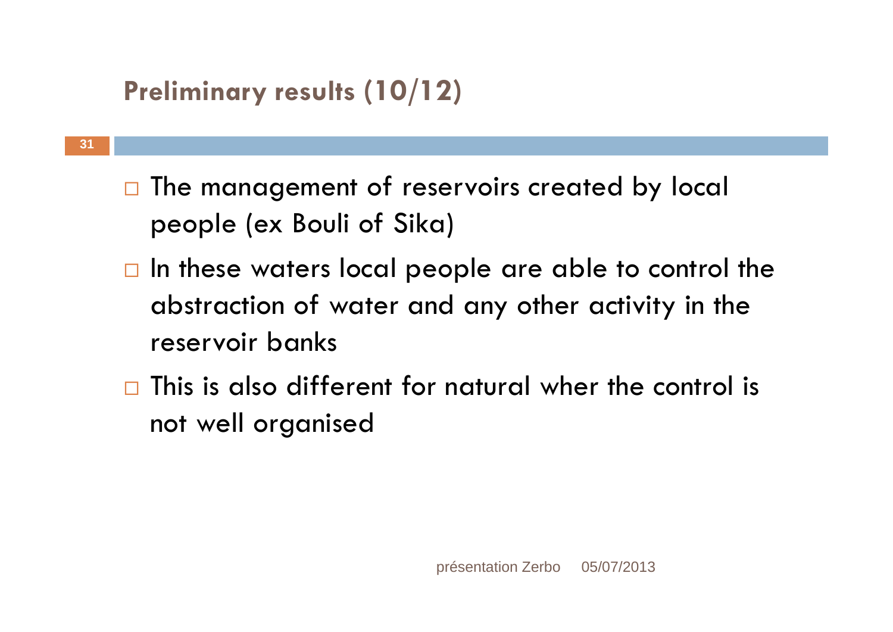## Preliminary results (10/12)

- The management of reservoirs created by local people (ex Bouli of Sika)
- In these waters local people are able to control the abstraction of water and any other activity in the reservoir banks
- This is also different for natural wher the control is not well organised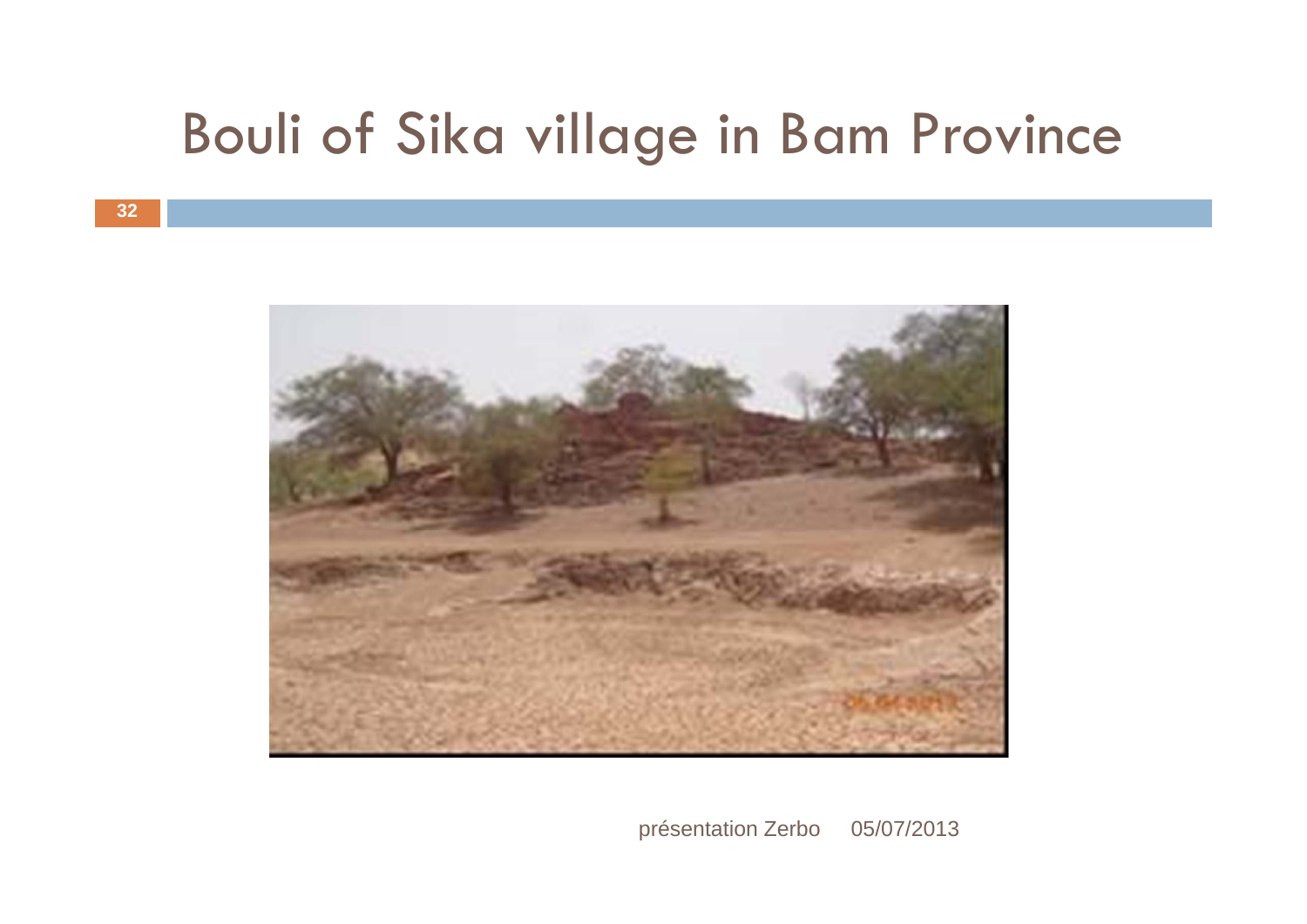# Bouli of Sika village in Bam Province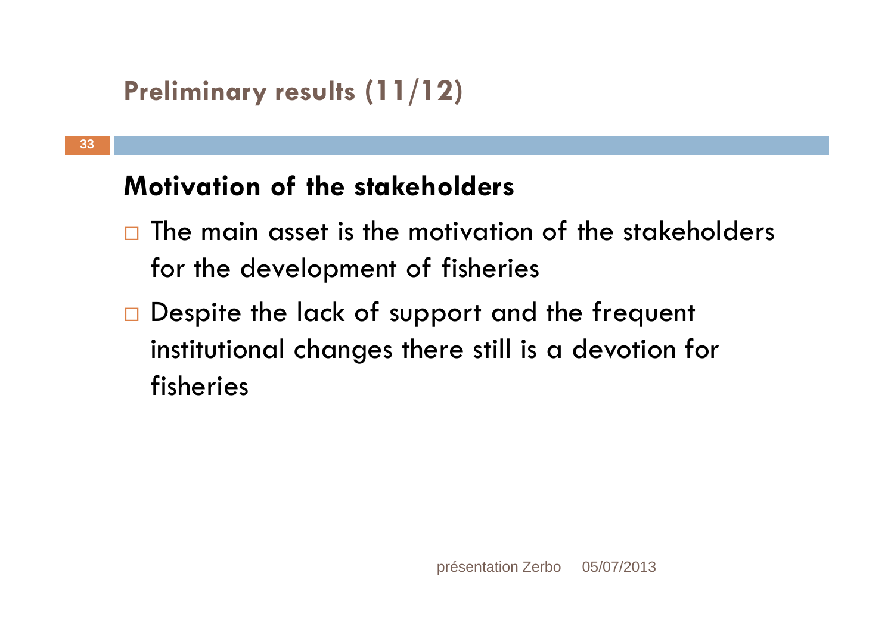## Preliminary results (11/12)

### Motivation of the stakeholders

- The main asset is the motivation of the stakeholders for the development of fisheries
- Despite the lack of support and the frequent institutional changes there still is a devotion for fisheries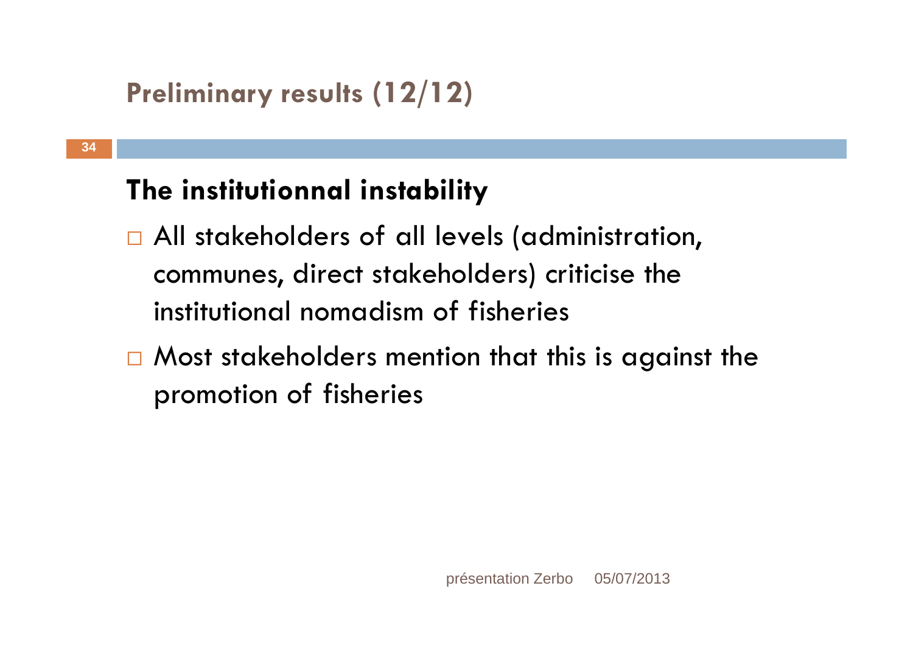## Preliminary results (12/12)

### The institutionnal instability

- All stakeholders of all levels (administration, communes, direct stakeholders) criticise the institutional nomadism of fisheries
- Most stakeholders mention that this is against the promotion of fisheries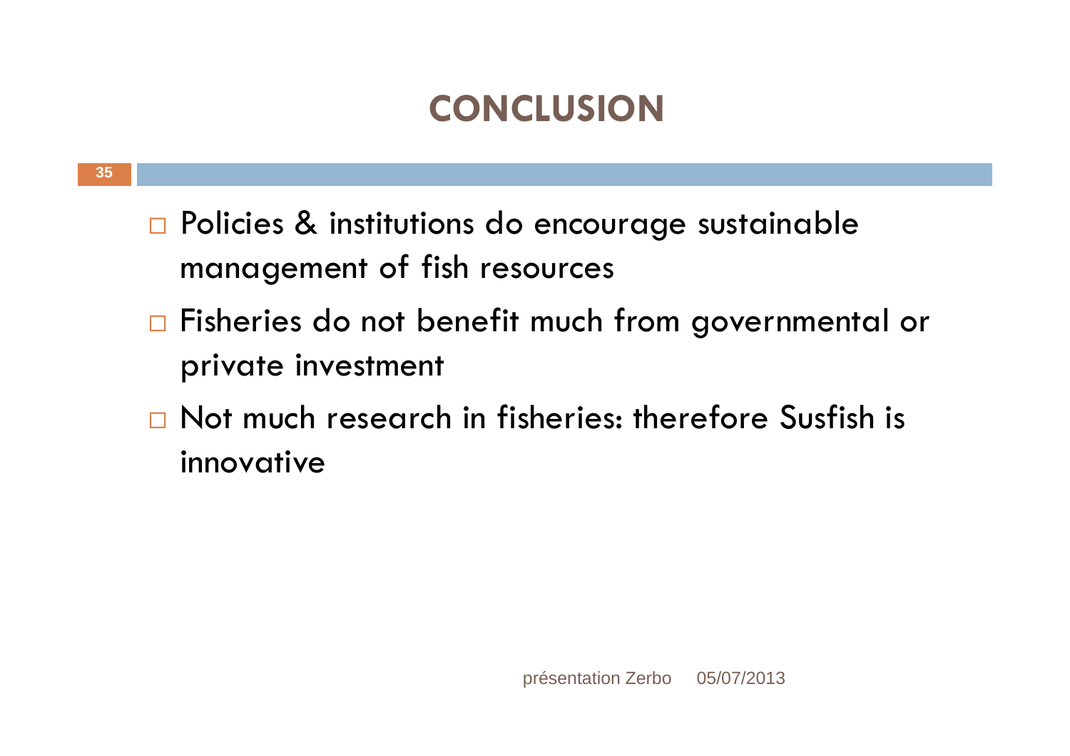# CONCLUSION

- Policies & institutions do encourage sustainable management of fish resources
- Fisheries do not benefit much from governmental or private investment
- Not much research in fisheries: therefore Susfish is innovative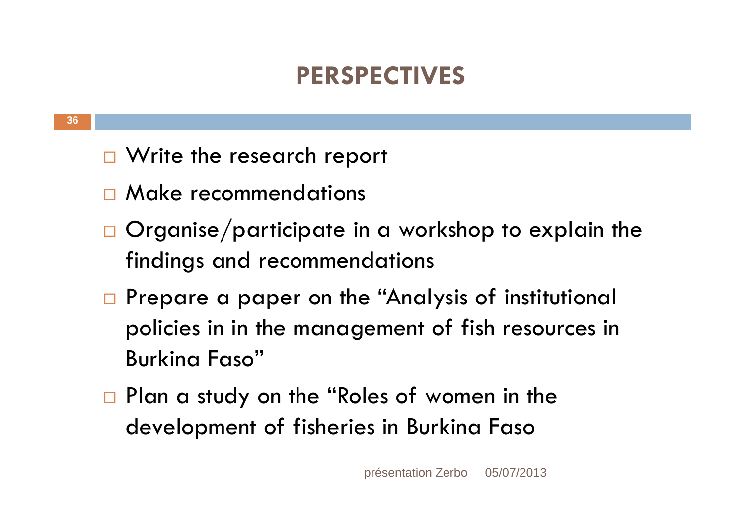# PERSPECTIVES

- Write the research report
- Make recommendations
- Organise/participate in a workshop to explain the findings and recommendations
- Prepare a paper on the "Analysis of institutional policies in in the management of fish resources in Burkina Faso"
- Plan a study on the "Roles of women in the development of fisheries in Burkina Faso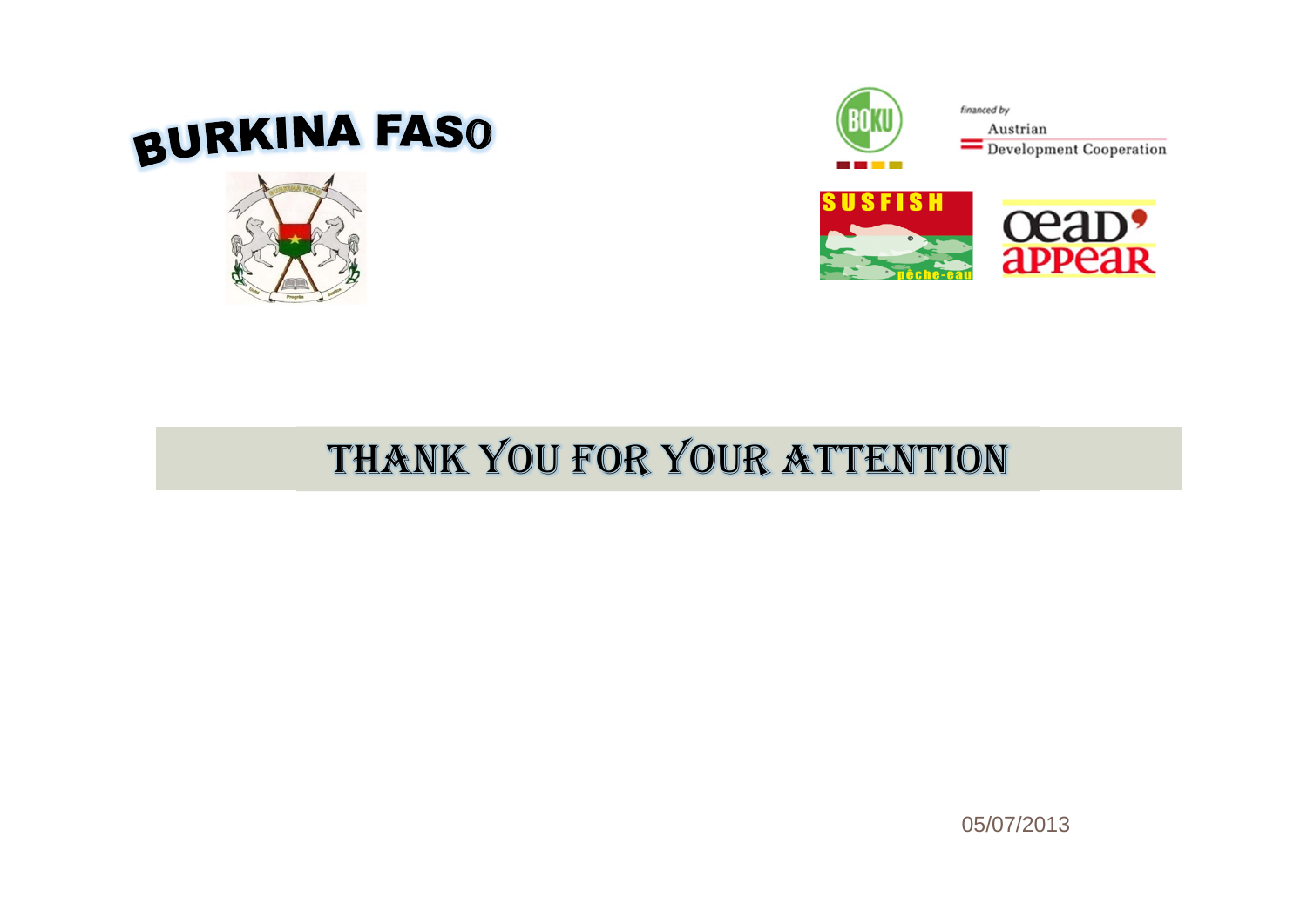BURKINA FASO

financed by

Austrian Development Cooperation

SUSFISH

pêche-eau

# THANK YOU FOR YOUR ATTENTION

05/07/2013